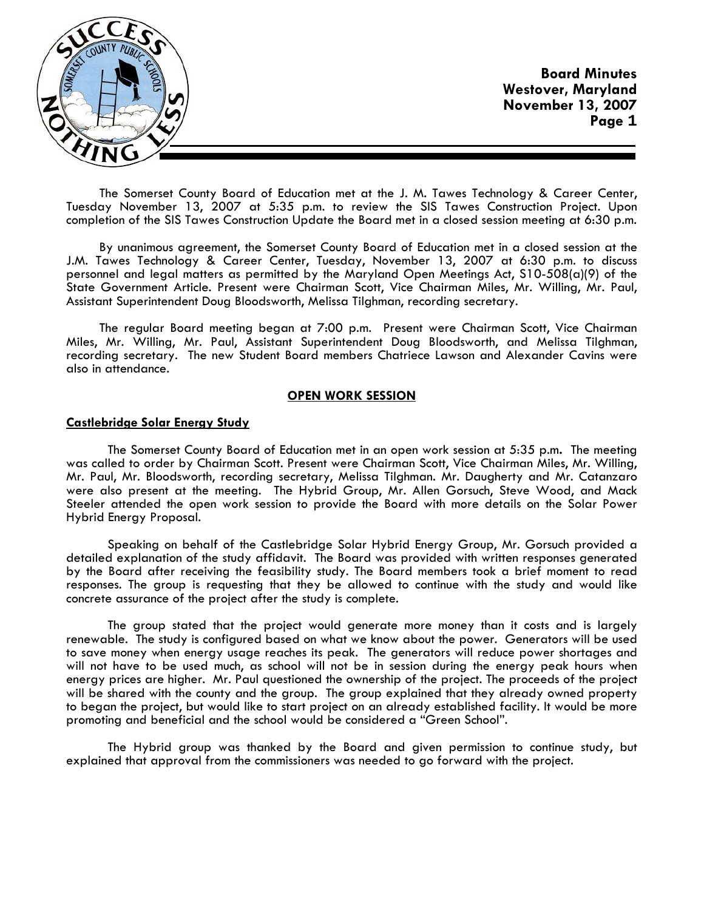# Board Minutes
**Westover, Maryland**
**November 13, 2007**

The Somerset County Board of Education met at the J. M. Tawes Technology & Career Center, Tuesday November 13, 2007 at 5:35 p.m. to review the SIS Tawes Construction Project. Upon completion of the SIS Tawes Construction Update the Board met in a closed session meeting at 6:30 p.m.

By unanimous agreement, the Somerset County Board of Education met in a closed session at the J.M. Tawes Technology & Career Center, Tuesday, November 13, 2007 at 6:30 p.m. to discuss personnel and legal matters as permitted by the Maryland Open Meetings Act, S10-508(a)(9) of the State Government Article. Present were Chairman Scott, Vice Chairman Miles, Mr. Willing, Mr. Paul, Assistant Superintendent Doug Bloodsworth, Melissa Tilghman, recording secretary.

The regular Board meeting began at 7:00 p.m. Present were Chairman Scott, Vice Chairman Miles, Mr. Willing, Mr. Paul, Assistant Superintendent Doug Bloodsworth, and Melissa Tilghman, recording secretary. The new Student Board members Chatriece Lawson and Alexander Cavins were also in attendance.

## OPEN WORK SESSION

### Castlebridge Solar Energy Study

The Somerset County Board of Education met in an open work session at 5:35 p.m. The meeting was called to order by Chairman Scott. Present were Chairman Scott, Vice Chairman Miles, Mr. Willing, Mr. Paul, Mr. Bloodsworth, recording secretary, Melissa Tilghman. Mr. Daugherty and Mr. Catanzaro were also present at the meeting. The Hybrid Group, Mr. Allen Gorsuch, Steve Wood, and Mack Steeler attended the open work session to provide the Board with more details on the Solar Power Hybrid Energy Proposal.

Speaking on behalf of the Castlebridge Solar Hybrid Energy Group, Mr. Gorsuch provided a detailed explanation of the study affidavit. The Board was provided with written responses generated by the Board after receiving the feasibility study. The Board members took a brief moment to read responses. The group is requesting that they be allowed to continue with the study and would like concrete assurance of the project after the study is complete.

The group stated that the project would generate more money than it costs and is largely renewable. The study is configured based on what we know about the power. Generators will be used to save money when energy usage reaches its peak. The generators will reduce power shortages and will not have to be used much, as school will not be in session during the energy peak hours when energy prices are higher. Mr. Paul questioned the ownership of the project. The proceeds of the project will be shared with the county and the group. The group explained that they already owned property to began the project, but would like to start project on an already established facility. It would be more promoting and beneficial and the school would be considered a "Green School".

The Hybrid group was thanked by the Board and given permission to continue study, but explained that approval from the commissioners was needed to go forward with the project.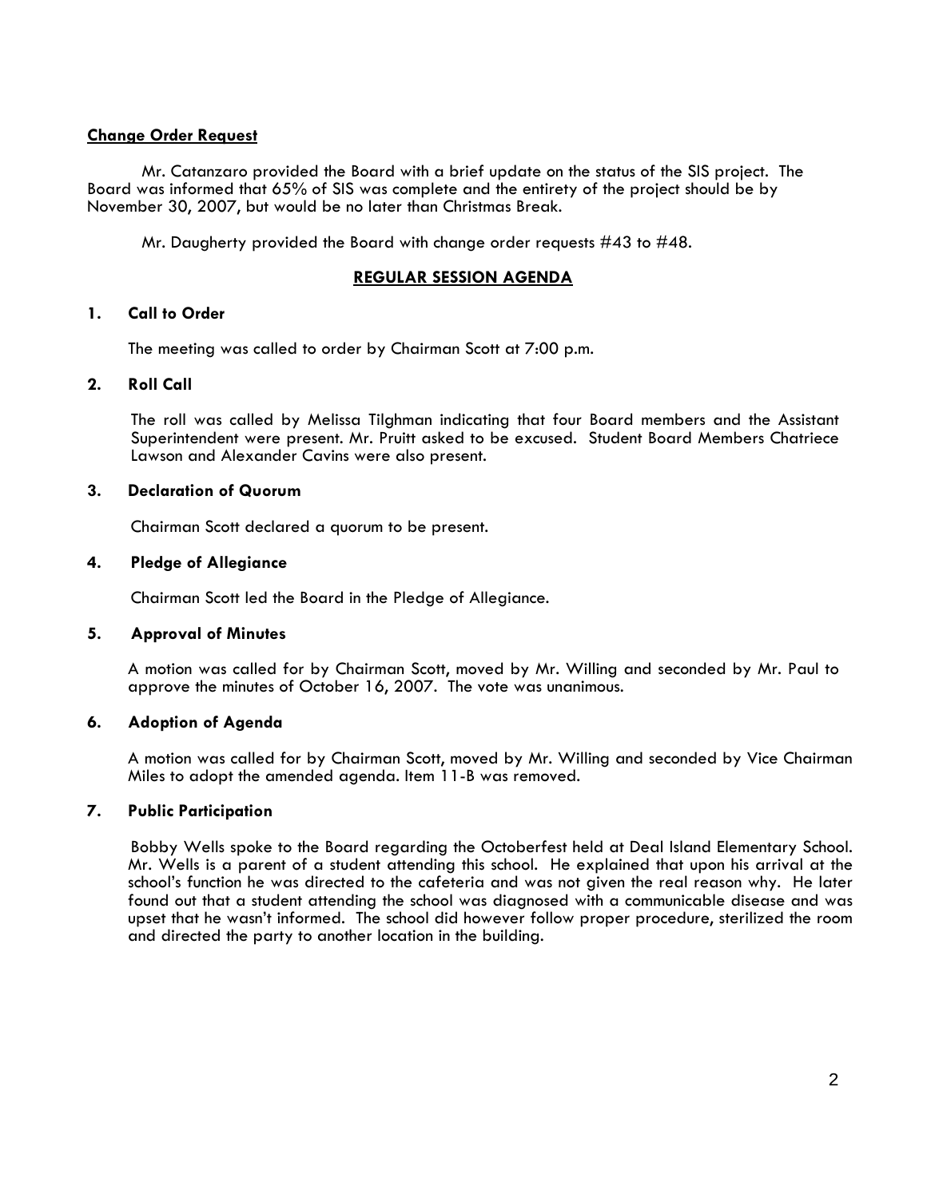**Change Order Request**

Mr. Catanzaro provided the Board with a brief update on the status of the SIS project. The Board was informed that 65% of SIS was complete and the entirety of the project should be by November 30, 2007, but would be no later than Christmas Break.

Mr. Daugherty provided the Board with change order requests #43 to #48.

## REGULAR SESSION AGENDA

### 1. Call to Order

The meeting was called to order by Chairman Scott at 7:00 p.m.

### 2. Roll Call

The roll was called by Melissa Tilghman indicating that four Board members and the Assistant Superintendent were present. Mr. Pruitt asked to be excused. Student Board Members Chatriece Lawson and Alexander Cavins were also present.

### 3. Declaration of Quorum

Chairman Scott declared a quorum to be present.

### 4. Pledge of Allegiance

Chairman Scott led the Board in the Pledge of Allegiance.

### 5. Approval of Minutes

A motion was called for by Chairman Scott, moved by Mr. Willing and seconded by Mr. Paul to approve the minutes of October 16, 2007. The vote was unanimous.

### 6. Adoption of Agenda

A motion was called for by Chairman Scott, moved by Mr. Willing and seconded by Vice Chairman Miles to adopt the amended agenda. Item 11-B was removed.

### 7. Public Participation

Bobby Wells spoke to the Board regarding the Octoberfest held at Deal Island Elementary School. Mr. Wells is a parent of a student attending this school. He explained that upon his arrival at the school's function he was directed to the cafeteria and was not given the real reason why. He later found out that a student attending the school was diagnosed with a communicable disease and was upset that he wasn't informed. The school did however follow proper procedure, sterilized the room and directed the party to another location in the building.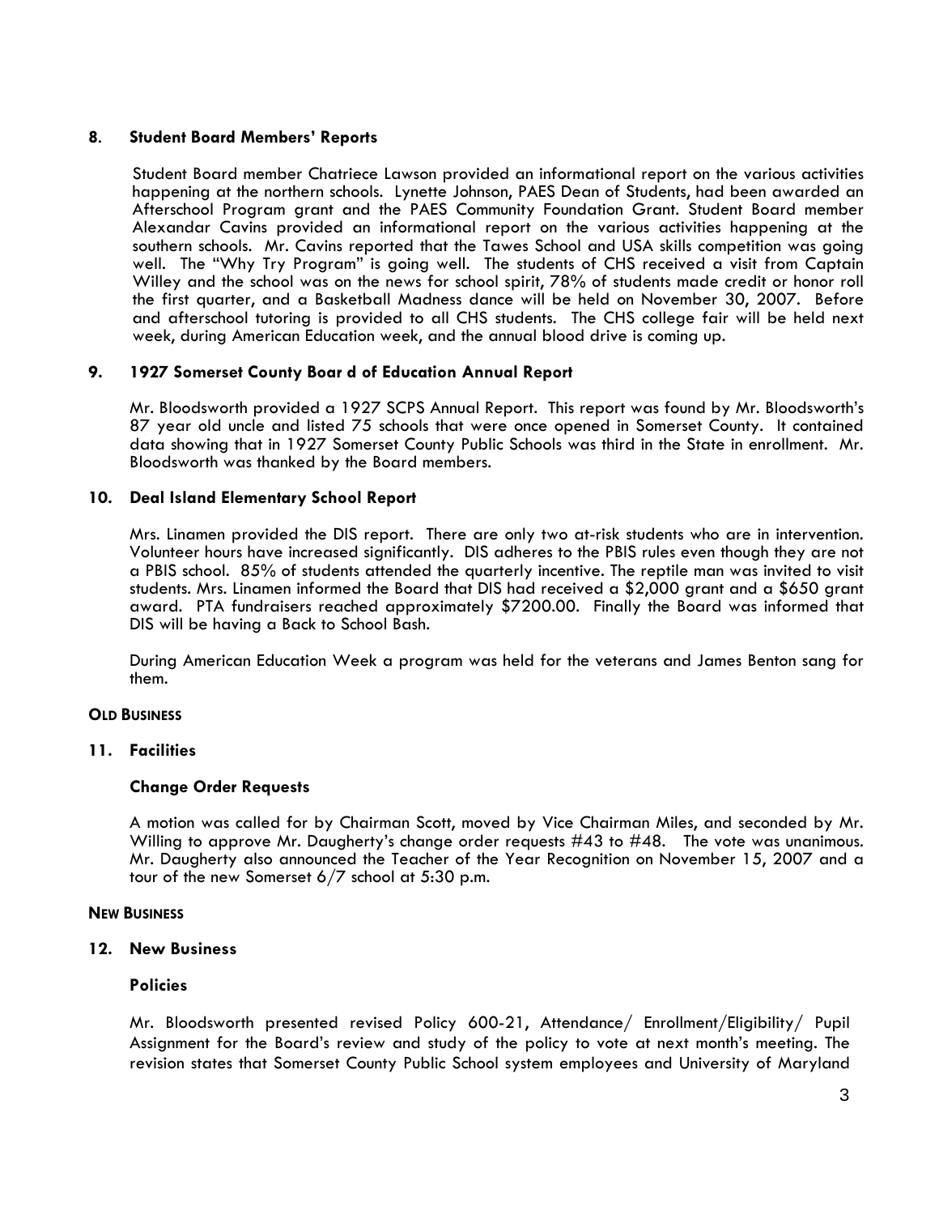## 8. Student Board Members' Reports

Student Board member Chatriece Lawson provided an informational report on the various activities happening at the northern schools. Lynette Johnson, PAES Dean of Students, had been awarded an Afterschool Program grant and the PAES Community Foundation Grant. Student Board member Alexandar Cavins provided an informational report on the various activities happening at the southern schools. Mr. Cavins reported that the Tawes School and USA skills competition was going well. The "Why Try Program" is going well. The students of CHS received a visit from Captain Willey and the school was on the news for school spirit, 78% of students made credit or honor roll the first quarter, and a Basketball Madness dance will be held on November 30, 2007. Before and afterschool tutoring is provided to all CHS students. The CHS college fair will be held next week, during American Education week, and the annual blood drive is coming up.

## 9. 1927 Somerset County Boar d of Education Annual Report

Mr. Bloodsworth provided a 1927 SCPS Annual Report. This report was found by Mr. Bloodsworth's 87 year old uncle and listed 75 schools that were once opened in Somerset County. It contained data showing that in 1927 Somerset County Public Schools was third in the State in enrollment. Mr. Bloodsworth was thanked by the Board members.

## 10. Deal Island Elementary School Report

Mrs. Linamen provided the DIS report. There are only two at-risk students who are in intervention. Volunteer hours have increased significantly. DIS adheres to the PBIS rules even though they are not a PBIS school. 85% of students attended the quarterly incentive. The reptile man was invited to visit students. Mrs. Linamen informed the Board that DIS had received a $2,000 grant and a $650 grant award. PTA fundraisers reached approximately $7200.00. Finally the Board was informed that DIS will be having a Back to School Bash.

During American Education Week a program was held for the veterans and James Benton sang for them.

**OLD BUSINESS**

## 11. Facilities

### Change Order Requests

A motion was called for by Chairman Scott, moved by Vice Chairman Miles, and seconded by Mr. Willing to approve Mr. Daugherty's change order requests #43 to #48. The vote was unanimous. Mr. Daugherty also announced the Teacher of the Year Recognition on November 15, 2007 and a tour of the new Somerset 6/7 school at 5:30 p.m.

**NEW BUSINESS**

## 12. New Business

### Policies

Mr. Bloodsworth presented revised Policy 600-21, Attendance/ Enrollment/Eligibility/ Pupil Assignment for the Board's review and study of the policy to vote at next month's meeting. The revision states that Somerset County Public School system employees and University of Maryland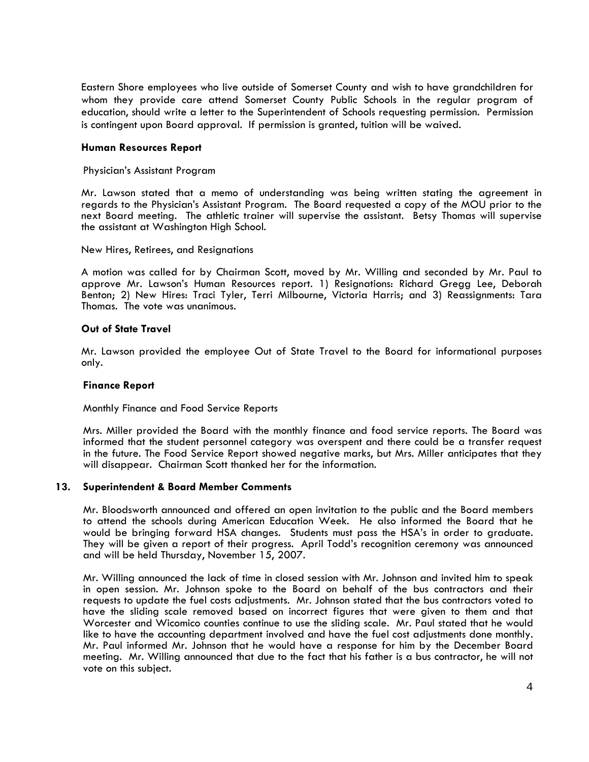Eastern Shore employees who live outside of Somerset County and wish to have grandchildren for whom they provide care attend Somerset County Public Schools in the regular program of education, should write a letter to the Superintendent of Schools requesting permission. Permission is contingent upon Board approval. If permission is granted, tuition will be waived.

**Human Resources Report**

Physician's Assistant Program

Mr. Lawson stated that a memo of understanding was being written stating the agreement in regards to the Physician's Assistant Program. The Board requested a copy of the MOU prior to the next Board meeting. The athletic trainer will supervise the assistant. Betsy Thomas will supervise the assistant at Washington High School.

New Hires, Retirees, and Resignations

A motion was called for by Chairman Scott, moved by Mr. Willing and seconded by Mr. Paul to approve Mr. Lawson's Human Resources report. 1) Resignations: Richard Gregg Lee, Deborah Benton; 2) New Hires: Traci Tyler, Terri Milbourne, Victoria Harris; and 3) Reassignments: Tara Thomas. The vote was unanimous.

**Out of State Travel**

Mr. Lawson provided the employee Out of State Travel to the Board for informational purposes only.

**Finance Report**

Monthly Finance and Food Service Reports

Mrs. Miller provided the Board with the monthly finance and food service reports. The Board was informed that the student personnel category was overspent and there could be a transfer request in the future. The Food Service Report showed negative marks, but Mrs. Miller anticipates that they will disappear. Chairman Scott thanked her for the information.

**13. Superintendent & Board Member Comments**

Mr. Bloodsworth announced and offered an open invitation to the public and the Board members to attend the schools during American Education Week. He also informed the Board that he would be bringing forward HSA changes. Students must pass the HSA's in order to graduate. They will be given a report of their progress. April Todd's recognition ceremony was announced and will be held Thursday, November 15, 2007.

Mr. Willing announced the lack of time in closed session with Mr. Johnson and invited him to speak in open session. Mr. Johnson spoke to the Board on behalf of the bus contractors and their requests to update the fuel costs adjustments. Mr. Johnson stated that the bus contractors voted to have the sliding scale removed based on incorrect figures that were given to them and that Worcester and Wicomico counties continue to use the sliding scale. Mr. Paul stated that he would like to have the accounting department involved and have the fuel cost adjustments done monthly. Mr. Paul informed Mr. Johnson that he would have a response for him by the December Board meeting. Mr. Willing announced that due to the fact that his father is a bus contractor, he will not vote on this subject.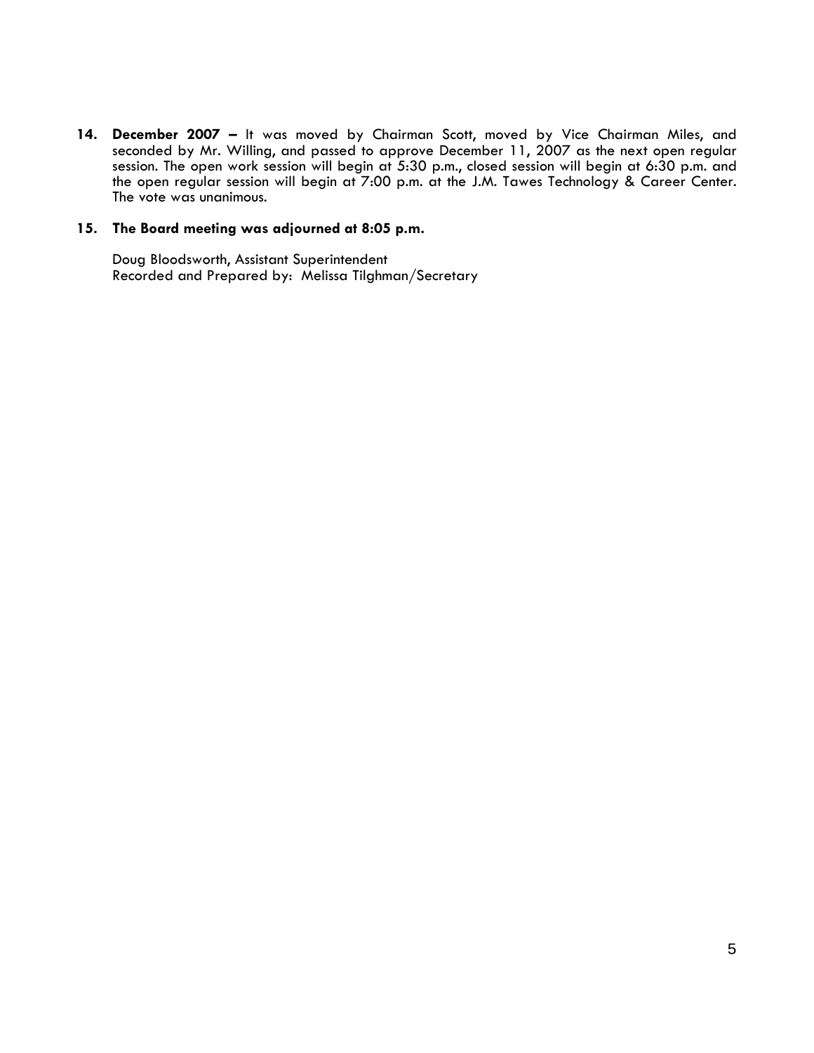14. **December 2007 –** It was moved by Chairman Scott, moved by Vice Chairman Miles, and seconded by Mr. Willing, and passed to approve December 11, 2007 as the next open regular session. The open work session will begin at 5:30 p.m., closed session will begin at 6:30 p.m. and the open regular session will begin at 7:00 p.m. at the J.M. Tawes Technology & Career Center. The vote was unanimous.

15. **The Board meeting was adjourned at 8:05 p.m.**

    Doug Bloodsworth, Assistant Superintendent
    Recorded and Prepared by: Melissa Tilghman/Secretary